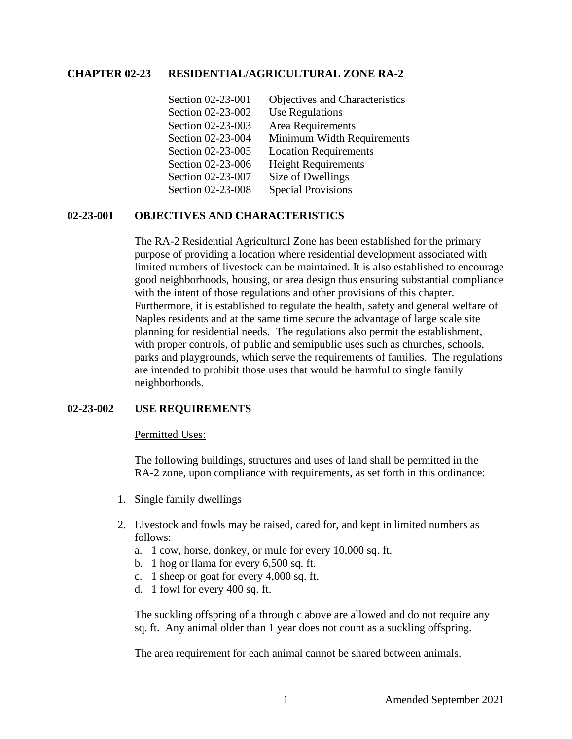# CHAPTER 02-23 RESIDENTIAL/AGRICULTURAL ZONE RA-2

| | |
|---|---|
| Section 02-23-001 | Objectives and Characteristics |
| Section 02-23-002 | Use Regulations |
| Section 02-23-003 | Area Requirements |
| Section 02-23-004 | Minimum Width Requirements |
| Section 02-23-005 | Location Requirements |
| Section 02-23-006 | Height Requirements |
| Section 02-23-007 | Size of Dwellings |
| Section 02-23-008 | Special Provisions |

## 02-23-001 OBJECTIVES AND CHARACTERISTICS

The RA-2 Residential Agricultural Zone has been established for the primary purpose of providing a location where residential development associated with limited numbers of livestock can be maintained. It is also established to encourage good neighborhoods, housing, or area design thus ensuring substantial compliance with the intent of those regulations and other provisions of this chapter. Furthermore, it is established to regulate the health, safety and general welfare of Naples residents and at the same time secure the advantage of large scale site planning for residential needs. The regulations also permit the establishment, with proper controls, of public and semipublic uses such as churches, schools, parks and playgrounds, which serve the requirements of families. The regulations are intended to prohibit those uses that would be harmful to single family neighborhoods.

## 02-23-002 USE REQUIREMENTS

Permitted Uses:

The following buildings, structures and uses of land shall be permitted in the RA-2 zone, upon compliance with requirements, as set forth in this ordinance:

1. Single family dwellings
2. Livestock and fowls may be raised, cared for, and kept in limited numbers as follows:
   a. 1 cow, horse, donkey, or mule for every 10,000 sq. ft.
   b. 1 hog or llama for every 6,500 sq. ft.
   c. 1 sheep or goat for every 4,000 sq. ft.
   d. 1 fowl for every 400 sq. ft.

   The suckling offspring of a through c above are allowed and do not require any sq. ft. Any animal older than 1 year does not count as a suckling offspring.

   The area requirement for each animal cannot be shared between animals.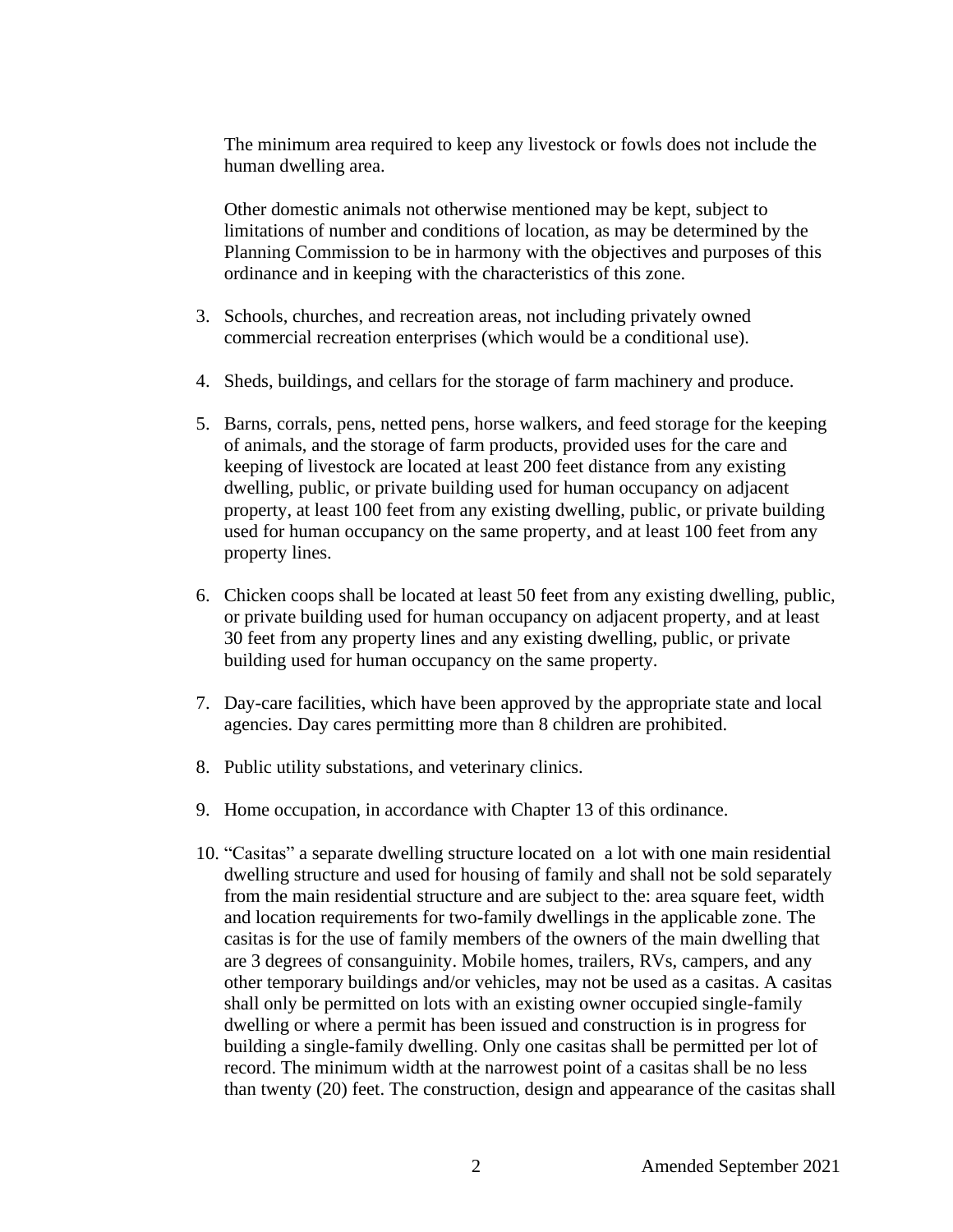The minimum area required to keep any livestock or fowls does not include the human dwelling area.

Other domestic animals not otherwise mentioned may be kept, subject to limitations of number and conditions of location, as may be determined by the Planning Commission to be in harmony with the objectives and purposes of this ordinance and in keeping with the characteristics of this zone.

3. Schools, churches, and recreation areas, not including privately owned commercial recreation enterprises (which would be a conditional use).

4. Sheds, buildings, and cellars for the storage of farm machinery and produce.

5. Barns, corrals, pens, netted pens, horse walkers, and feed storage for the keeping of animals, and the storage of farm products, provided uses for the care and keeping of livestock are located at least 200 feet distance from any existing dwelling, public, or private building used for human occupancy on adjacent property, at least 100 feet from any existing dwelling, public, or private building used for human occupancy on the same property, and at least 100 feet from any property lines.

6. Chicken coops shall be located at least 50 feet from any existing dwelling, public, or private building used for human occupancy on adjacent property, and at least 30 feet from any property lines and any existing dwelling, public, or private building used for human occupancy on the same property.

7. Day-care facilities, which have been approved by the appropriate state and local agencies. Day cares permitting more than 8 children are prohibited.

8. Public utility substations, and veterinary clinics.

9. Home occupation, in accordance with Chapter 13 of this ordinance.

10. "Casitas" a separate dwelling structure located on a lot with one main residential dwelling structure and used for housing of family and shall not be sold separately from the main residential structure and are subject to the: area square feet, width and location requirements for two-family dwellings in the applicable zone. The casitas is for the use of family members of the owners of the main dwelling that are 3 degrees of consanguinity. Mobile homes, trailers, RVs, campers, and any other temporary buildings and/or vehicles, may not be used as a casitas. A casitas shall only be permitted on lots with an existing owner occupied single-family dwelling or where a permit has been issued and construction is in progress for building a single-family dwelling. Only one casitas shall be permitted per lot of record. The minimum width at the narrowest point of a casitas shall be no less than twenty (20) feet. The construction, design and appearance of the casitas shall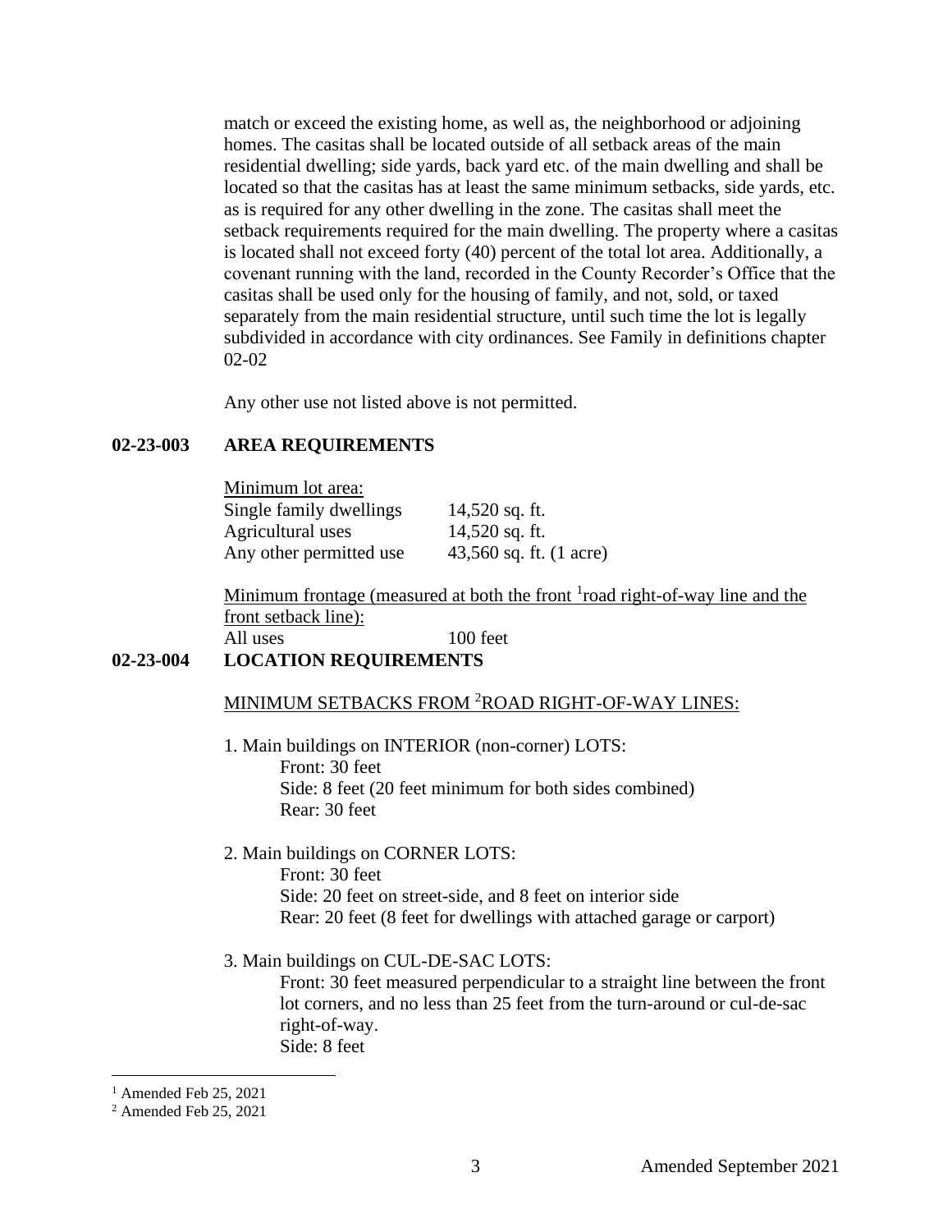match or exceed the existing home, as well as, the neighborhood or adjoining homes. The casitas shall be located outside of all setback areas of the main residential dwelling; side yards, back yard etc. of the main dwelling and shall be located so that the casitas has at least the same minimum setbacks, side yards, etc. as is required for any other dwelling in the zone. The casitas shall meet the setback requirements required for the main dwelling. The property where a casitas is located shall not exceed forty (40) percent of the total lot area. Additionally, a covenant running with the land, recorded in the County Recorder's Office that the casitas shall be used only for the housing of family, and not, sold, or taxed separately from the main residential structure, until such time the lot is legally subdivided in accordance with city ordinances. See Family in definitions chapter 02-02

Any other use not listed above is not permitted.

## 02-23-003 AREA REQUIREMENTS

Minimum lot area:

| | |
|---|---|
| Single family dwellings | 14,520 sq. ft. |
| Agricultural uses | 14,520 sq. ft. |
| Any other permitted use | 43,560 sq. ft. (1 acre) |

Minimum frontage (measured at both the front [1]road right-of-way line and the front setback line):

| | |
|---|---|
| All uses | 100 feet |

## 02-23-004 LOCATION REQUIREMENTS

MINIMUM SETBACKS FROM [2]ROAD RIGHT-OF-WAY LINES:

1. Main buildings on INTERIOR (non-corner) LOTS:
   - Front: 30 feet
   - Side: 8 feet (20 feet minimum for both sides combined)
   - Rear: 30 feet

2. Main buildings on CORNER LOTS:
   - Front: 30 feet
   - Side: 20 feet on street-side, and 8 feet on interior side
   - Rear: 20 feet (8 feet for dwellings with attached garage or carport)

3. Main buildings on CUL-DE-SAC LOTS:
   - Front: 30 feet measured perpendicular to a straight line between the front lot corners, and no less than 25 feet from the turn-around or cul-de-sac right-of-way.
   - Side: 8 feet

[1] Amended Feb 25, 2021

[2] Amended Feb 25, 2021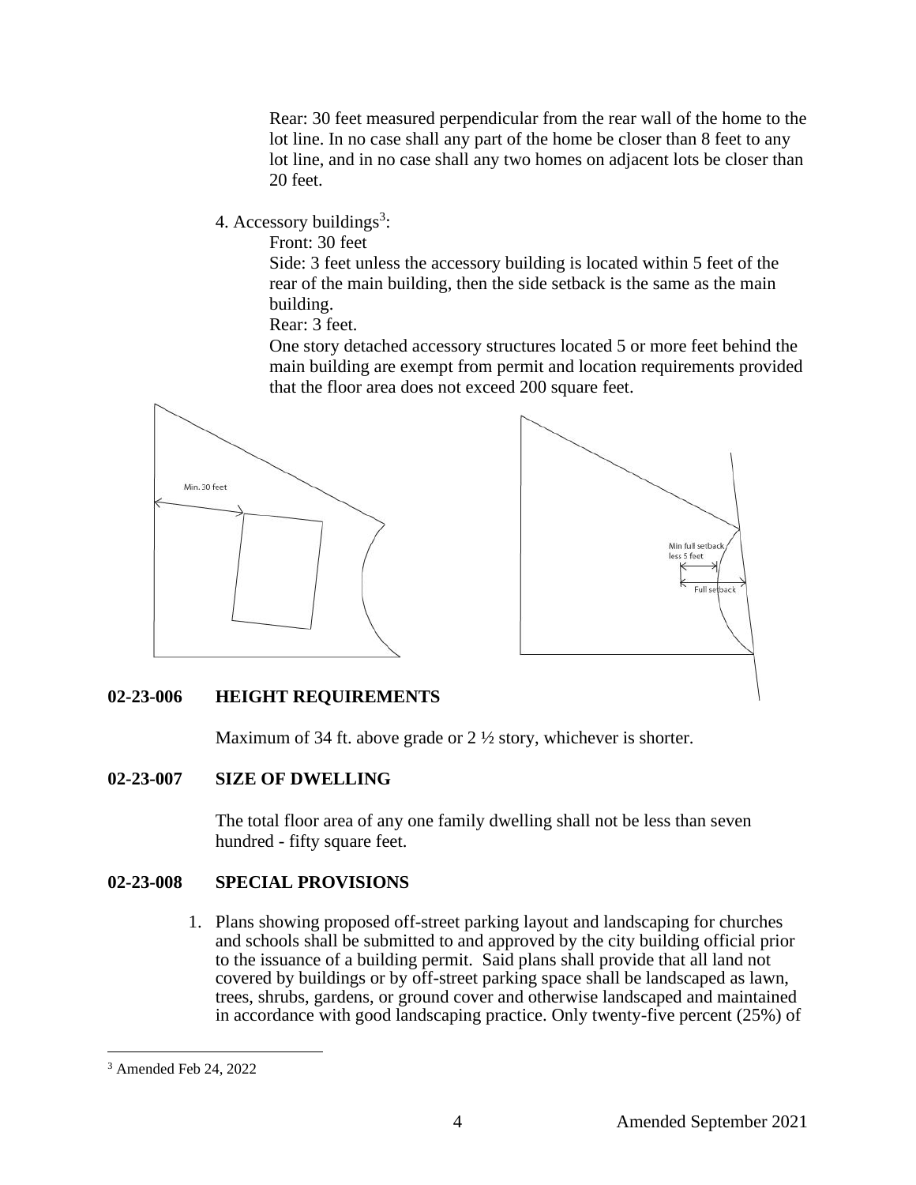Rear: 30 feet measured perpendicular from the rear wall of the home to the lot line. In no case shall any part of the home be closer than 8 feet to any lot line, and in no case shall any two homes on adjacent lots be closer than 20 feet.

4. Accessory buildings[3]:

Front: 30 feet

Side: 3 feet unless the accessory building is located within 5 feet of the rear of the main building, then the side setback is the same as the main building.

Rear: 3 feet.

One story detached accessory structures located 5 or more feet behind the main building are exempt from permit and location requirements provided that the floor area does not exceed 200 square feet.

Min. 30 feet

Min full setback less 5 feet

Full setback

## 02-23-006 HEIGHT REQUIREMENTS

Maximum of 34 ft. above grade or 2 ½ story, whichever is shorter.

## 02-23-007 SIZE OF DWELLING

The total floor area of any one family dwelling shall not be less than seven hundred - fifty square feet.

## 02-23-008 SPECIAL PROVISIONS

1. Plans showing proposed off-street parking layout and landscaping for churches and schools shall be submitted to and approved by the city building official prior to the issuance of a building permit. Said plans shall provide that all land not covered by buildings or by off-street parking space shall be landscaped as lawn, trees, shrubs, gardens, or ground cover and otherwise landscaped and maintained in accordance with good landscaping practice. Only twenty-five percent (25%) of

[3] Amended Feb 24, 2022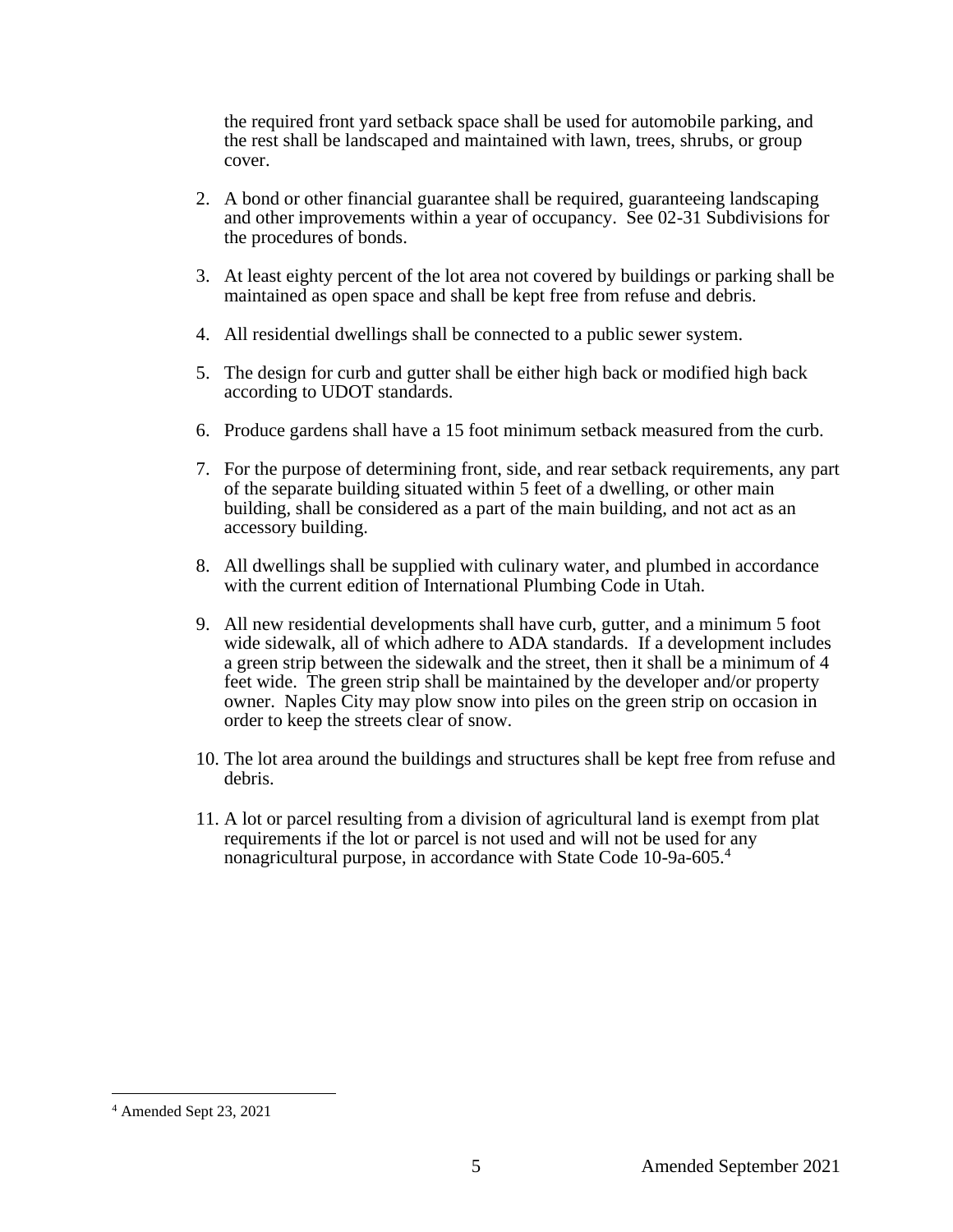the required front yard setback space shall be used for automobile parking, and the rest shall be landscaped and maintained with lawn, trees, shrubs, or group cover.

2. A bond or other financial guarantee shall be required, guaranteeing landscaping and other improvements within a year of occupancy. See 02-31 Subdivisions for the procedures of bonds.

3. At least eighty percent of the lot area not covered by buildings or parking shall be maintained as open space and shall be kept free from refuse and debris.

4. All residential dwellings shall be connected to a public sewer system.

5. The design for curb and gutter shall be either high back or modified high back according to UDOT standards.

6. Produce gardens shall have a 15 foot minimum setback measured from the curb.

7. For the purpose of determining front, side, and rear setback requirements, any part of the separate building situated within 5 feet of a dwelling, or other main building, shall be considered as a part of the main building, and not act as an accessory building.

8. All dwellings shall be supplied with culinary water, and plumbed in accordance with the current edition of International Plumbing Code in Utah.

9. All new residential developments shall have curb, gutter, and a minimum 5 foot wide sidewalk, all of which adhere to ADA standards. If a development includes a green strip between the sidewalk and the street, then it shall be a minimum of 4 feet wide. The green strip shall be maintained by the developer and/or property owner. Naples City may plow snow into piles on the green strip on occasion in order to keep the streets clear of snow.

10. The lot area around the buildings and structures shall be kept free from refuse and debris.

11. A lot or parcel resulting from a division of agricultural land is exempt from plat requirements if the lot or parcel is not used and will not be used for any nonagricultural purpose, in accordance with State Code 10-9a-605.[4]

[4] Amended Sept 23, 2021